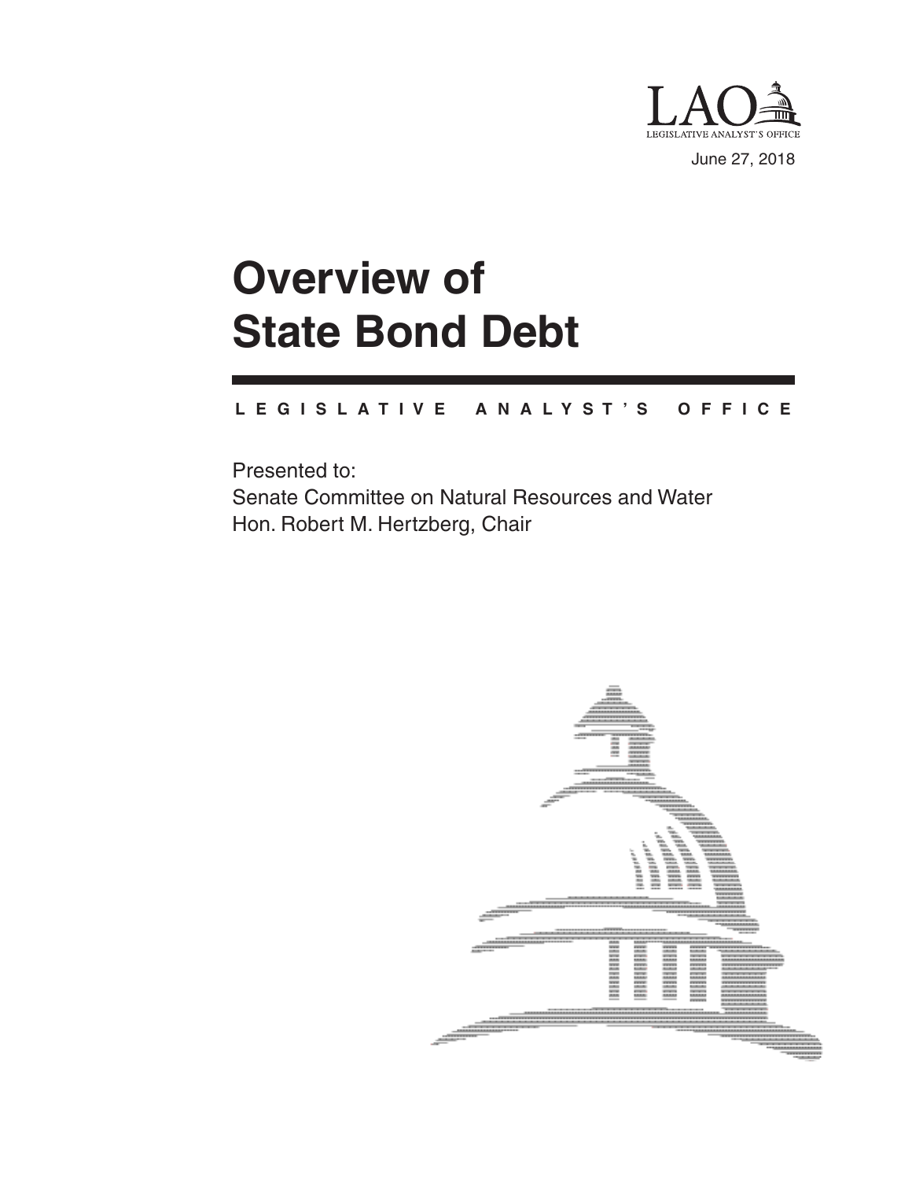LAO

LEGISLATIVE ANALYST'S OFFICE

June 27, 2018

# Overview of State Bond Debt

LEGISLATIVE ANALYST'S OFFICE

Presented to:

Senate Committee on Natural Resources and Water

Hon. Robert M. Hertzberg, Chair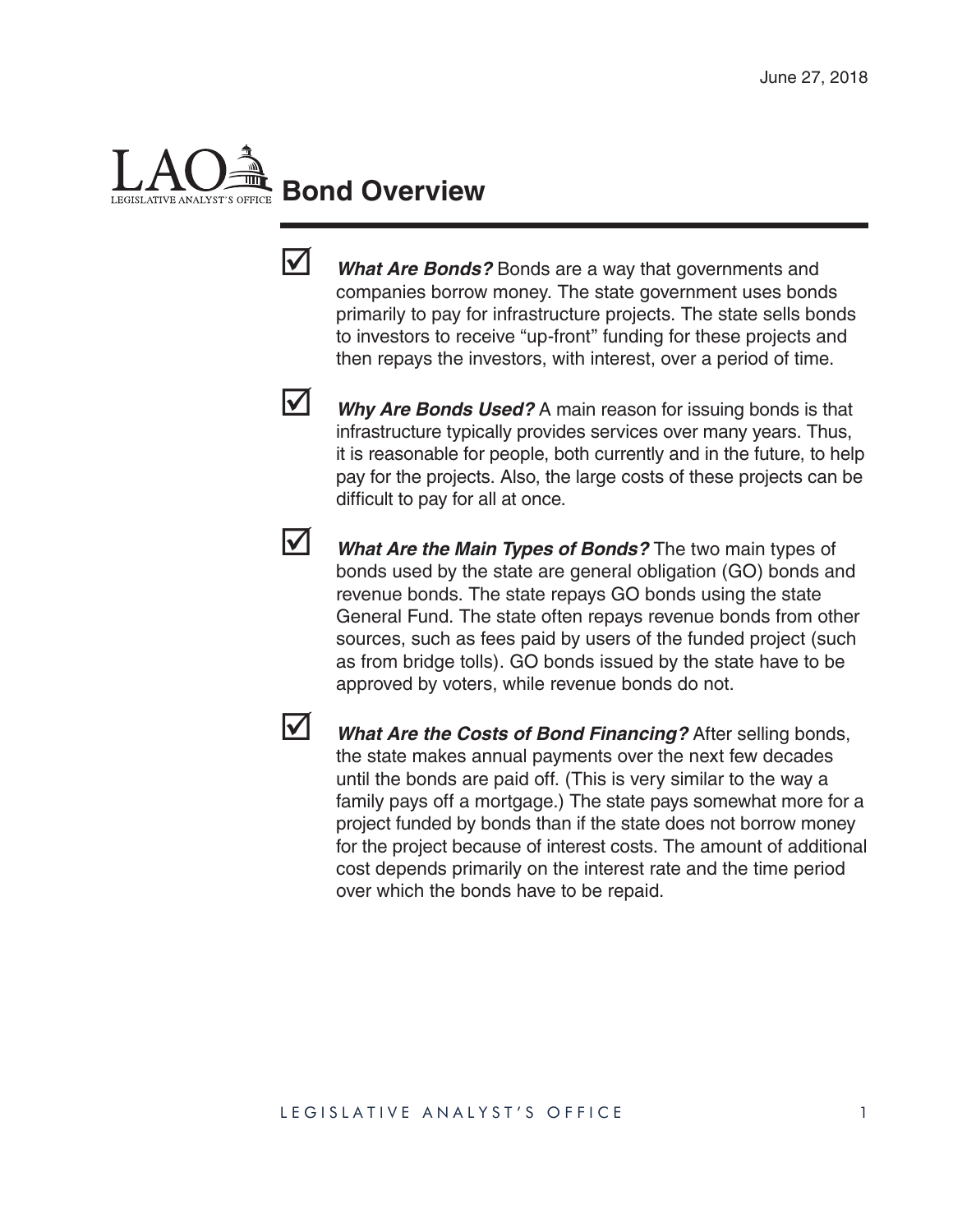June 27, 2018

# Bond Overview

- ***What Are Bonds?*** Bonds are a way that governments and companies borrow money. The state government uses bonds primarily to pay for infrastructure projects. The state sells bonds to investors to receive "up-front" funding for these projects and then repays the investors, with interest, over a period of time.

- ***Why Are Bonds Used?*** A main reason for issuing bonds is that infrastructure typically provides services over many years. Thus, it is reasonable for people, both currently and in the future, to help pay for the projects. Also, the large costs of these projects can be difficult to pay for all at once.

- ***What Are the Main Types of Bonds?*** The two main types of bonds used by the state are general obligation (GO) bonds and revenue bonds. The state repays GO bonds using the state General Fund. The state often repays revenue bonds from other sources, such as fees paid by users of the funded project (such as from bridge tolls). GO bonds issued by the state have to be approved by voters, while revenue bonds do not.

- ***What Are the Costs of Bond Financing?*** After selling bonds, the state makes annual payments over the next few decades until the bonds are paid off. (This is very similar to the way a family pays off a mortgage.) The state pays somewhat more for a project funded by bonds than if the state does not borrow money for the project because of interest costs. The amount of additional cost depends primarily on the interest rate and the time period over which the bonds have to be repaid.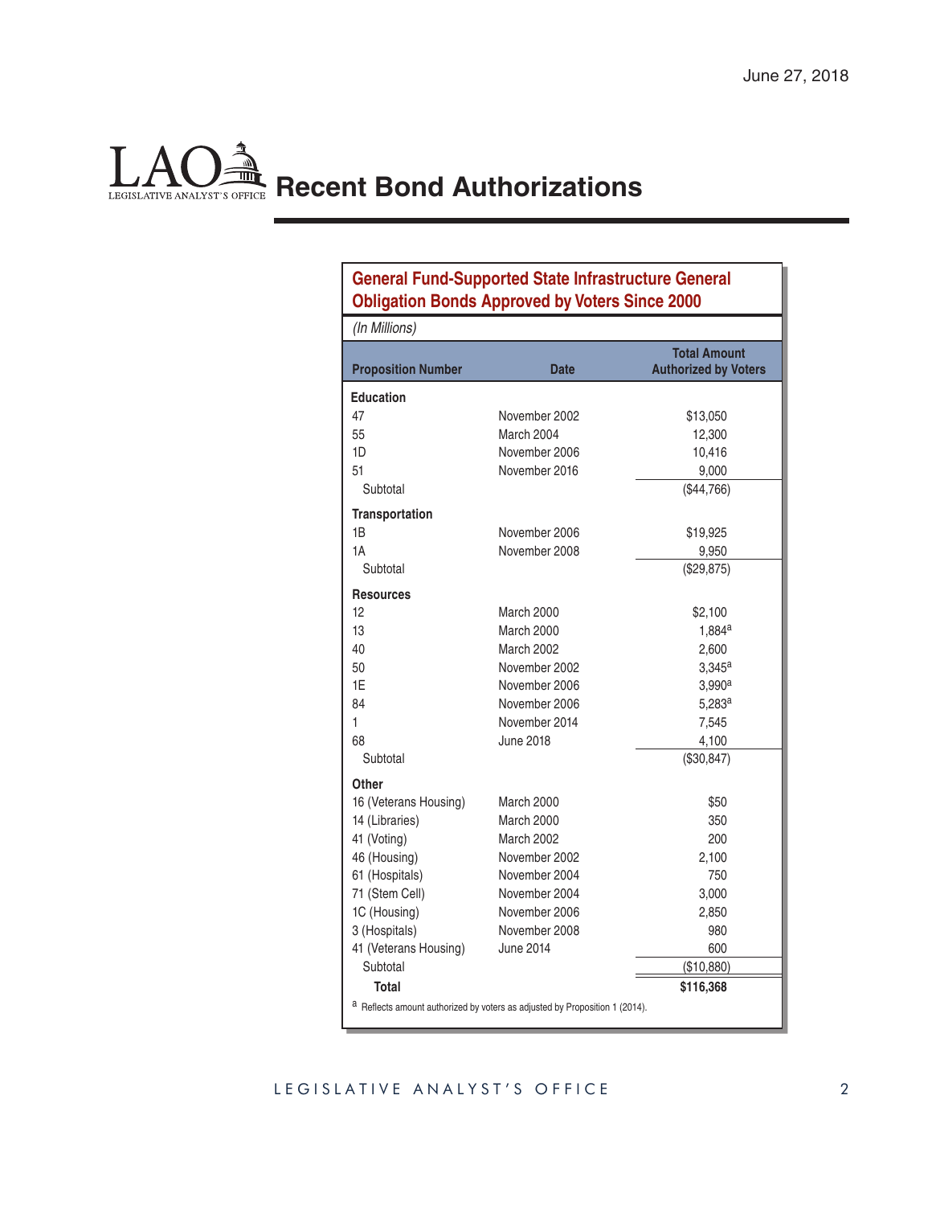June 27, 2018

# Recent Bond Authorizations

**General Fund-Supported State Infrastructure General Obligation Bonds Approved by Voters Since 2000**

*(In Millions)*

| Proposition Number | Date | Total Amount Authorized by Voters |
|---|---|---|
| **Education** | | |
| 47 | November 2002 | $13,050 |
| 55 | March 2004 | 12,300 |
| 1D | November 2006 | 10,416 |
| 51 | November 2016 | 9,000 |
| Subtotal | | ($44,766) |
| **Transportation** | | |
| 1B | November 2006 | $19,925 |
| 1A | November 2008 | 9,950 |
| Subtotal | | ($29,875) |
| **Resources** | | |
| 12 | March 2000 | $2,100 |
| 13 | March 2000 | 1,884[a] |
| 40 | March 2002 | 2,600 |
| 50 | November 2002 | 3,345[a] |
| 1E | November 2006 | 3,990[a] |
| 84 | November 2006 | 5,283[a] |
| 1 | November 2014 | 7,545 |
| 68 | June 2018 | 4,100 |
| Subtotal | | ($30,847) |
| **Other** | | |
| 16 (Veterans Housing) | March 2000 | $50 |
| 14 (Libraries) | March 2000 | 350 |
| 41 (Voting) | March 2002 | 200 |
| 46 (Housing) | November 2002 | 2,100 |
| 61 (Hospitals) | November 2004 | 750 |
| 71 (Stem Cell) | November 2004 | 3,000 |
| 1C (Housing) | November 2006 | 2,850 |
| 3 (Hospitals) | November 2008 | 980 |
| 41 (Veterans Housing) | June 2014 | 600 |
| Subtotal | | ($10,880) |
| **Total** | | **$116,368** |

[a] Reflects amount authorized by voters as adjusted by Proposition 1 (2014).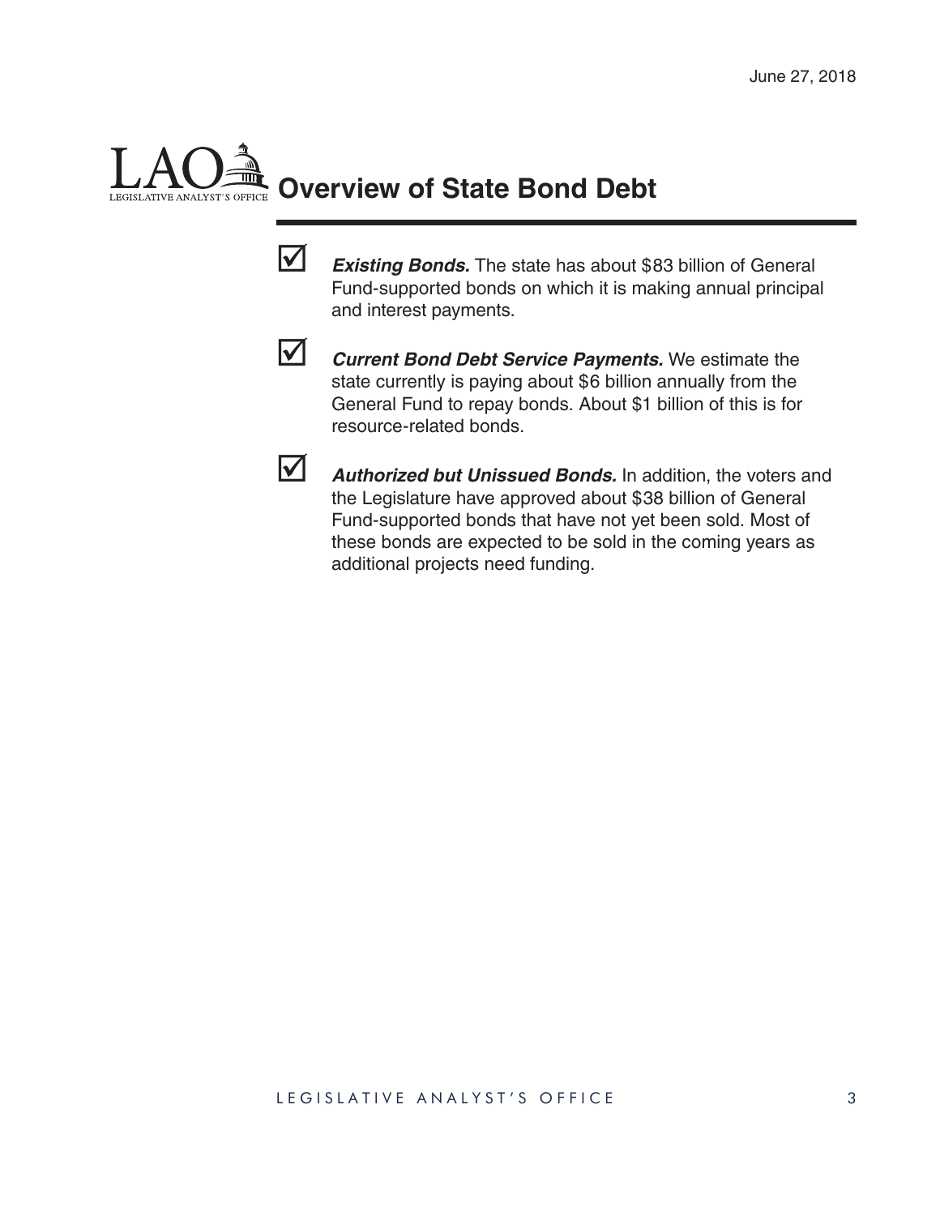# Overview of State Bond Debt

- ***Existing Bonds.*** The state has about $83 billion of General Fund-supported bonds on which it is making annual principal and interest payments.

- ***Current Bond Debt Service Payments.*** We estimate the state currently is paying about $6 billion annually from the General Fund to repay bonds. About $1 billion of this is for resource-related bonds.

- ***Authorized but Unissued Bonds.*** In addition, the voters and the Legislature have approved about $38 billion of General Fund-supported bonds that have not yet been sold. Most of these bonds are expected to be sold in the coming years as additional projects need funding.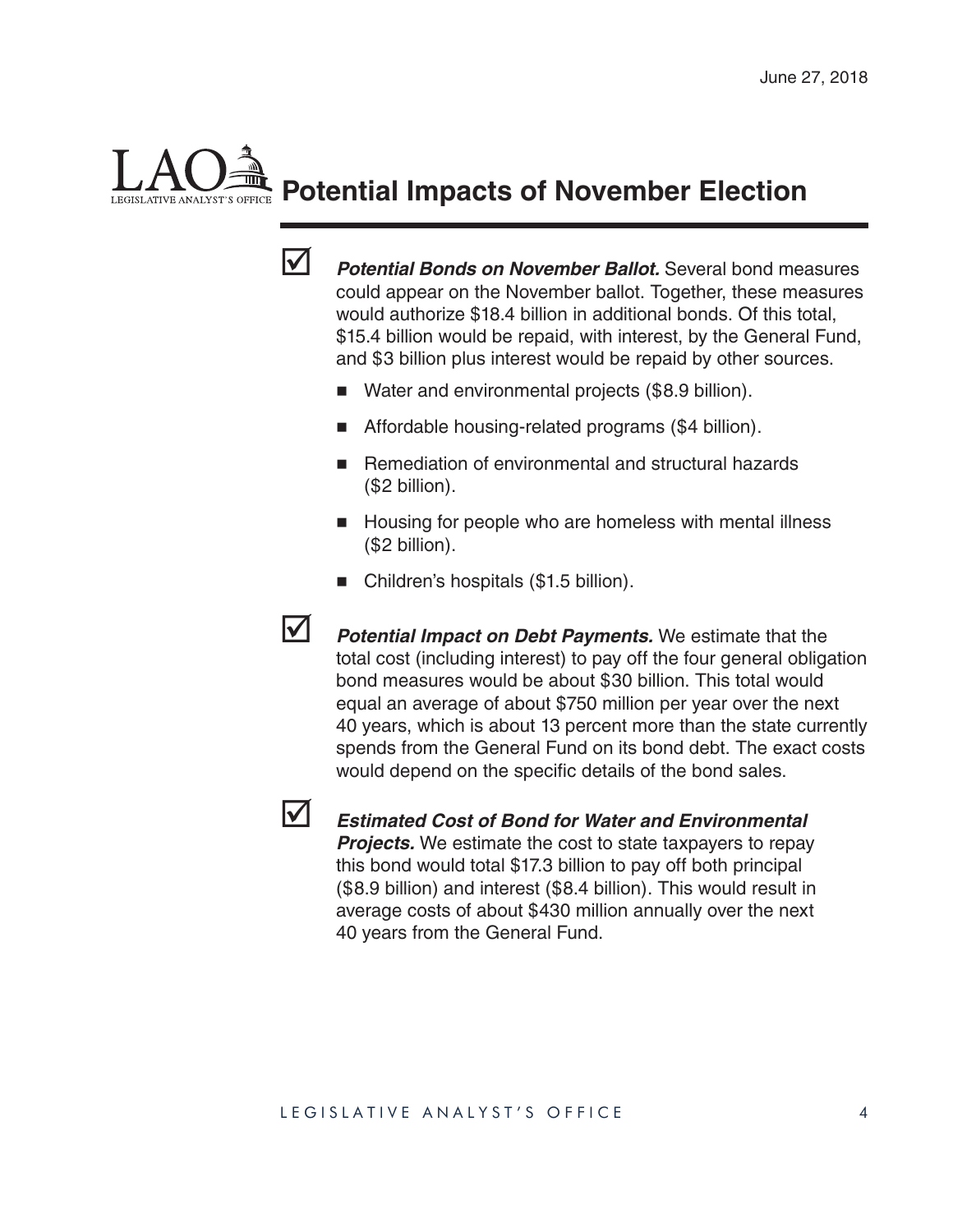# Potential Impacts of November Election

- ***Potential Bonds on November Ballot.*** Several bond measures could appear on the November ballot. Together, these measures would authorize $18.4 billion in additional bonds. Of this total, $15.4 billion would be repaid, with interest, by the General Fund, and $3 billion plus interest would be repaid by other sources.
  - Water and environmental projects ($8.9 billion).
  - Affordable housing-related programs ($4 billion).
  - Remediation of environmental and structural hazards ($2 billion).
  - Housing for people who are homeless with mental illness ($2 billion).
  - Children's hospitals ($1.5 billion).
- ***Potential Impact on Debt Payments.*** We estimate that the total cost (including interest) to pay off the four general obligation bond measures would be about $30 billion. This total would equal an average of about $750 million per year over the next 40 years, which is about 13 percent more than the state currently spends from the General Fund on its bond debt. The exact costs would depend on the specific details of the bond sales.
- ***Estimated Cost of Bond for Water and Environmental Projects.*** We estimate the cost to state taxpayers to repay this bond would total $17.3 billion to pay off both principal ($8.9 billion) and interest ($8.4 billion). This would result in average costs of about $430 million annually over the next 40 years from the General Fund.